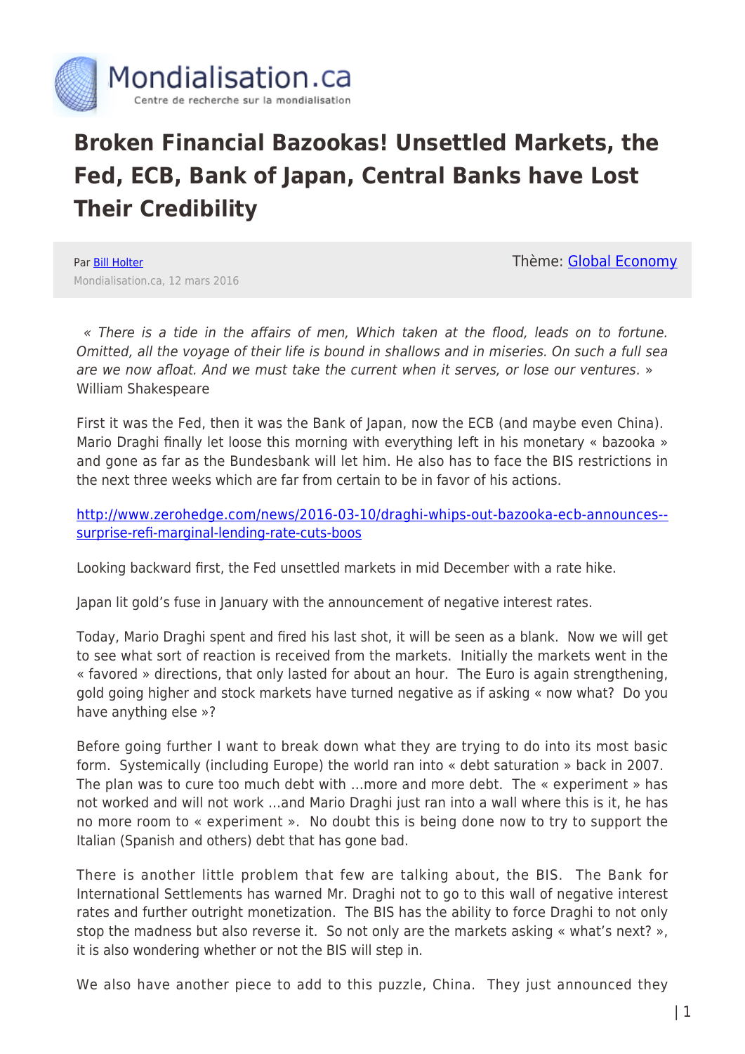# Broken Financial Bazookas! Unsettled Markets, the Fed, ECB, Bank of Japan, Central Banks have Lost Their Credibility

Par Bill Holter

Mondialisation.ca, 12 mars 2016

Thème: Global Economy

*« There is a tide in the affairs of men, Which taken at the flood, leads on to fortune. Omitted, all the voyage of their life is bound in shallows and in miseries. On such a full sea are we now afloat. And we must take the current when it serves, or lose our ventures. »* William Shakespeare

First it was the Fed, then it was the Bank of Japan, now the ECB (and maybe even China). Mario Draghi finally let loose this morning with everything left in his monetary « bazooka » and gone as far as the Bundesbank will let him. He also has to face the BIS restrictions in the next three weeks which are far from certain to be in favor of his actions.

http://www.zerohedge.com/news/2016-03-10/draghi-whips-out-bazooka-ecb-announces--surprise-refi-marginal-lending-rate-cuts-boos

Looking backward first, the Fed unsettled markets in mid December with a rate hike.

Japan lit gold's fuse in January with the announcement of negative interest rates.

Today, Mario Draghi spent and fired his last shot, it will be seen as a blank. Now we will get to see what sort of reaction is received from the markets. Initially the markets went in the « favored » directions, that only lasted for about an hour. The Euro is again strengthening, gold going higher and stock markets have turned negative as if asking « now what? Do you have anything else »?

Before going further I want to break down what they are trying to do into its most basic form. Systemically (including Europe) the world ran into « debt saturation » back in 2007. The plan was to cure too much debt with …more and more debt. The « experiment » has not worked and will not work …and Mario Draghi just ran into a wall where this is it, he has no more room to « experiment ». No doubt this is being done now to try to support the Italian (Spanish and others) debt that has gone bad.

There is another little problem that few are talking about, the BIS. The Bank for International Settlements has warned Mr. Draghi not to go to this wall of negative interest rates and further outright monetization. The BIS has the ability to force Draghi to not only stop the madness but also reverse it. So not only are the markets asking « what's next? », it is also wondering whether or not the BIS will step in.

We also have another piece to add to this puzzle, China. They just announced they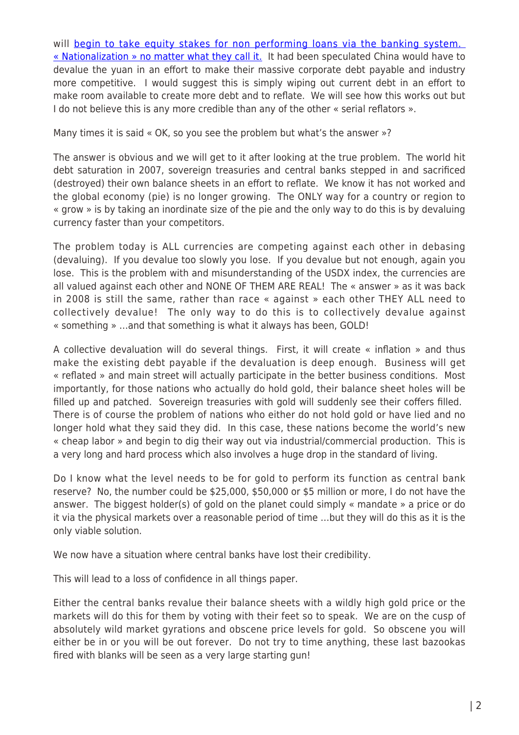will begin to take equity stakes for non performing loans via the banking system. « Nationalization » no matter what they call it. It had been speculated China would have to devalue the yuan in an effort to make their massive corporate debt payable and industry more competitive. I would suggest this is simply wiping out current debt in an effort to make room available to create more debt and to reflate. We will see how this works out but I do not believe this is any more credible than any of the other « serial reflators ».

Many times it is said « OK, so you see the problem but what's the answer »?

The answer is obvious and we will get to it after looking at the true problem. The world hit debt saturation in 2007, sovereign treasuries and central banks stepped in and sacrificed (destroyed) their own balance sheets in an effort to reflate. We know it has not worked and the global economy (pie) is no longer growing. The ONLY way for a country or region to « grow » is by taking an inordinate size of the pie and the only way to do this is by devaluing currency faster than your competitors.

The problem today is ALL currencies are competing against each other in debasing (devaluing). If you devalue too slowly you lose. If you devalue but not enough, again you lose. This is the problem with and misunderstanding of the USDX index, the currencies are all valued against each other and NONE OF THEM ARE REAL! The « answer » as it was back in 2008 is still the same, rather than race « against » each other THEY ALL need to collectively devalue! The only way to do this is to collectively devalue against « something » …and that something is what it always has been, GOLD!

A collective devaluation will do several things. First, it will create « inflation » and thus make the existing debt payable if the devaluation is deep enough. Business will get « reflated » and main street will actually participate in the better business conditions. Most importantly, for those nations who actually do hold gold, their balance sheet holes will be filled up and patched. Sovereign treasuries with gold will suddenly see their coffers filled. There is of course the problem of nations who either do not hold gold or have lied and no longer hold what they said they did. In this case, these nations become the world's new « cheap labor » and begin to dig their way out via industrial/commercial production. This is a very long and hard process which also involves a huge drop in the standard of living.

Do I know what the level needs to be for gold to perform its function as central bank reserve? No, the number could be $25,000, $50,000 or $5 million or more, I do not have the answer. The biggest holder(s) of gold on the planet could simply « mandate » a price or do it via the physical markets over a reasonable period of time …but they will do this as it is the only viable solution.

We now have a situation where central banks have lost their credibility.

This will lead to a loss of confidence in all things paper.

Either the central banks revalue their balance sheets with a wildly high gold price or the markets will do this for them by voting with their feet so to speak. We are on the cusp of absolutely wild market gyrations and obscene price levels for gold. So obscene you will either be in or you will be out forever. Do not try to time anything, these last bazookas fired with blanks will be seen as a very large starting gun!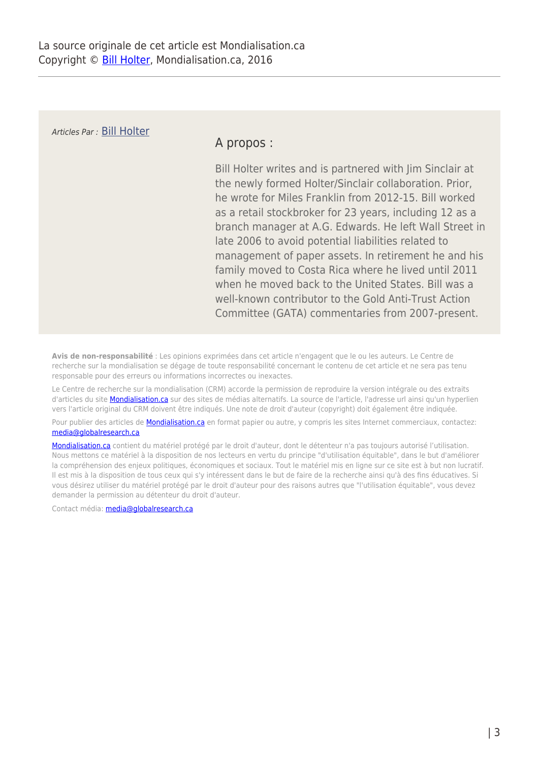La source originale de cet article est Mondialisation.ca
Copyright © [Bill Holter](), Mondialisation.ca, 2016

---

*Articles Par :* [Bill Holter]()

## A propos :

Bill Holter writes and is partnered with Jim Sinclair at the newly formed Holter/Sinclair collaboration. Prior, he wrote for Miles Franklin from 2012-15. Bill worked as a retail stockbroker for 23 years, including 12 as a branch manager at A.G. Edwards. He left Wall Street in late 2006 to avoid potential liabilities related to management of paper assets. In retirement he and his family moved to Costa Rica where he lived until 2011 when he moved back to the United States. Bill was a well-known contributor to the Gold Anti-Trust Action Committee (GATA) commentaries from 2007-present.

**Avis de non-responsabilité** : Les opinions exprimées dans cet article n'engagent que le ou les auteurs. Le Centre de recherche sur la mondialisation se dégage de toute responsabilité concernant le contenu de cet article et ne sera pas tenu responsable pour des erreurs ou informations incorrectes ou inexactes.

Le Centre de recherche sur la mondialisation (CRM) accorde la permission de reproduire la version intégrale ou des extraits d'articles du site Mondialisation.ca sur des sites de médias alternatifs. La source de l'article, l'adresse url ainsi qu'un hyperlien vers l'article original du CRM doivent être indiqués. Une note de droit d'auteur (copyright) doit également être indiquée.

Pour publier des articles de Mondialisation.ca en format papier ou autre, y compris les sites Internet commerciaux, contactez: media@globalresearch.ca

Mondialisation.ca contient du matériel protégé par le droit d'auteur, dont le détenteur n'a pas toujours autorisé l'utilisation. Nous mettons ce matériel à la disposition de nos lecteurs en vertu du principe "d'utilisation équitable", dans le but d'améliorer la compréhension des enjeux politiques, économiques et sociaux. Tout le matériel mis en ligne sur ce site est à but non lucratif. Il est mis à la disposition de tous ceux qui s'y intéressent dans le but de faire de la recherche ainsi qu'à des fins éducatives. Si vous désirez utiliser du matériel protégé par le droit d'auteur pour des raisons autres que "l'utilisation équitable", vous devez demander la permission au détenteur du droit d'auteur.

Contact média: media@globalresearch.ca